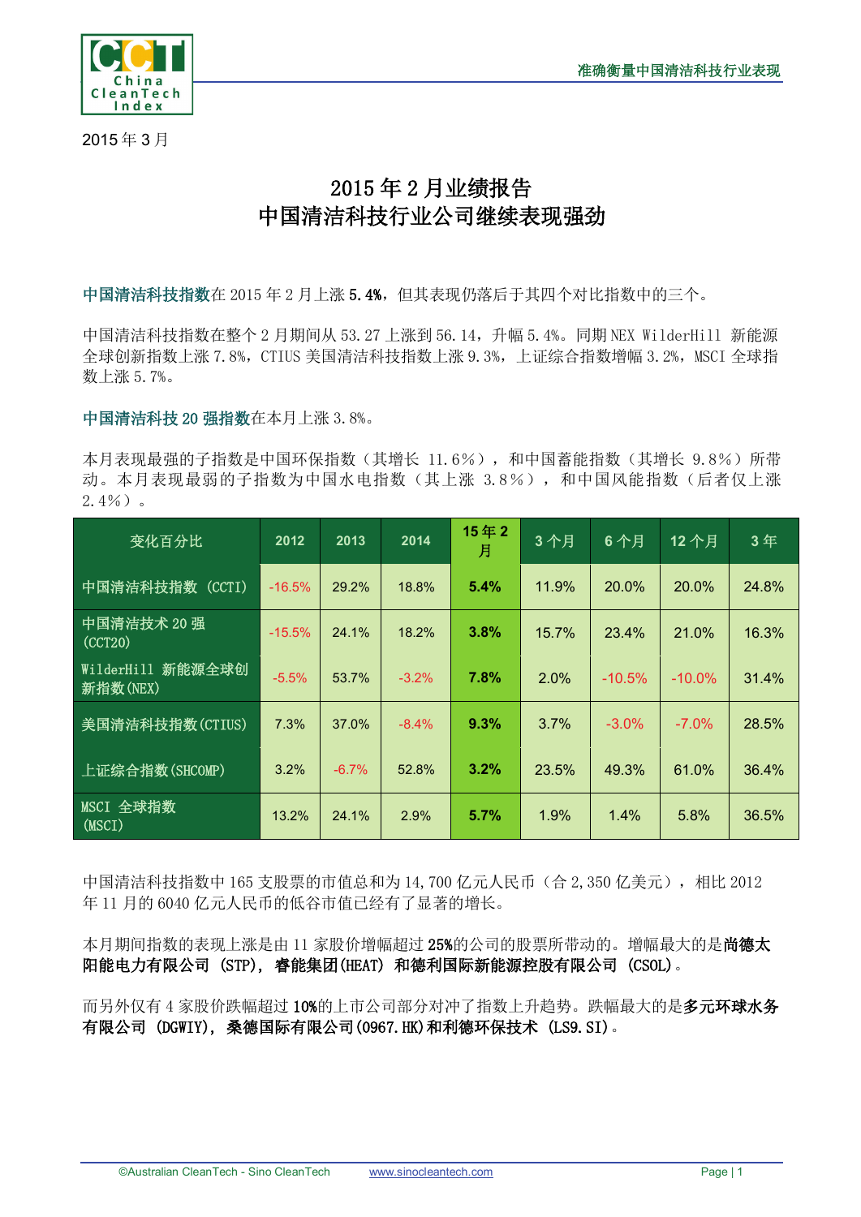2015 年 3 月

# 2015 年 2 月业绩报告
# 中国清洁科技行业公司继续表现强劲

**中国清洁科技指数**在 2015 年 2 月上涨 **5.4%**，但其表现仍落后于其四个对比指数中的三个。

中国清洁科技指数在整个 2 月期间从 53.27 上涨到 56.14，升幅 5.4%。同期 NEX WilderHill 新能源全球创新指数上涨 7.8%，CTIUS 美国清洁科技指数上涨 9.3%，上证综合指数增幅 3.2%，MSCI 全球指数上涨 5.7%。

**中国清洁科技 20 强指数**在本月上涨 3.8%。

本月表现最强的子指数是中国环保指数（其增长 11.6%），和中国蓄能指数（其增长 9.8%）所带动。本月表现最弱的子指数为中国水电指数（其上涨 3.8%），和中国风能指数（后者仅上涨 2.4%）。

| 变化百分比 | 2012 | 2013 | 2014 | 15 年 2 月 | 3 个月 | 6 个月 | 12 个月 | 3 年 |
|---|---|---|---|---|---|---|---|---|
| 中国清洁科技指数（CCTI） | -16.5% | 29.2% | 18.8% | **5.4%** | 11.9% | 20.0% | 20.0% | 24.8% |
| 中国清洁技术 20 强 (CCT20) | -15.5% | 24.1% | 18.2% | **3.8%** | 15.7% | 23.4% | 21.0% | 16.3% |
| WilderHill 新能源全球创新指数(NEX) | -5.5% | 53.7% | -3.2% | **7.8%** | 2.0% | -10.5% | -10.0% | 31.4% |
| 美国清洁科技指数(CTIUS) | 7.3% | 37.0% | -8.4% | **9.3%** | 3.7% | -3.0% | -7.0% | 28.5% |
| 上证综合指数(SHCOMP) | 3.2% | -6.7% | 52.8% | **3.2%** | 23.5% | 49.3% | 61.0% | 36.4% |
| MSCI 全球指数 (MSCI) | 13.2% | 24.1% | 2.9% | **5.7%** | 1.9% | 1.4% | 5.8% | 36.5% |

中国清洁科技指数中 165 支股票的市值总和为 14,700 亿元人民币（合 2,350 亿美元），相比 2012 年 11 月的 6040 亿元人民币的低谷市值已经有了显著的增长。

本月期间指数的表现上涨是由 11 家股价增幅超过 **25%**的公司的股票所带动的。增幅最大的是**尚德太阳能电力有限公司 (STP)，睿能集团(HEAT) 和德利国际新能源控股有限公司 (CSOL)**。

而另外仅有 4 家股价跌幅超过 **10%**的上市公司部分对冲了指数上升趋势。跌幅最大的是**多元环球水务有限公司 (DGWIY)，桑德国际有限公司(0967.HK)和利德环保技术 (LS9.SI)**。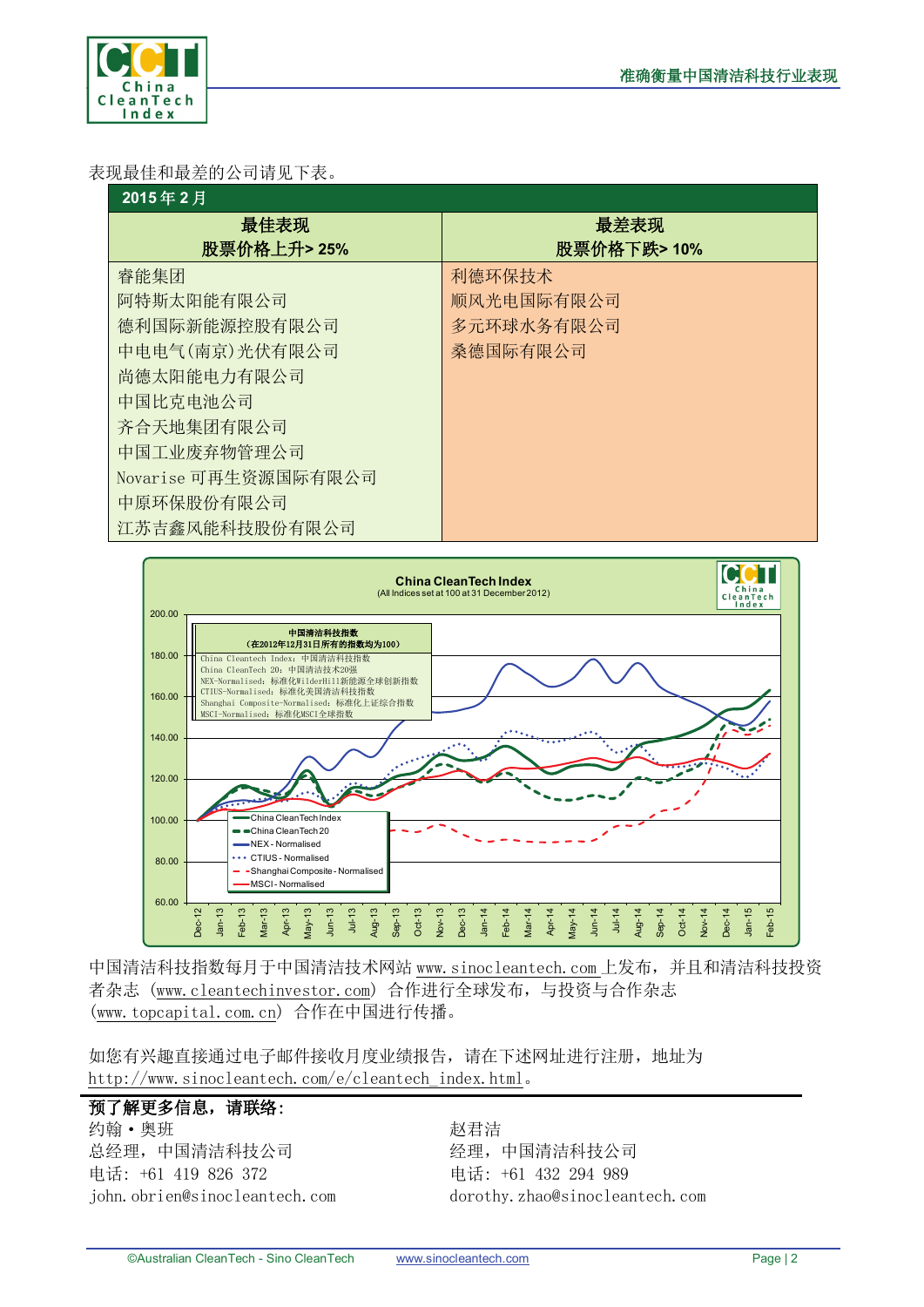表现最佳和最差的公司请见下表。

| 2015 年 2 月 | |
|---|---|
| **最佳表现<br>股票价格上升> 25%** | **最差表现<br>股票价格下跌> 10%** |
| 睿能集团 | 利德环保技术 |
| 阿特斯太阳能有限公司 | 顺风光电国际有限公司 |
| 德利国际新能源控股有限公司 | 多元环球水务有限公司 |
| 中电电气(南京)光伏有限公司 | 桑德国际有限公司 |
| 尚德太阳能电力有限公司 | |
| 中国比克电池公司 | |
| 齐合天地集团有限公司 | |
| 中国工业废弃物管理公司 | |
| Novarise 可再生资源国际有限公司 | |
| 中原环保股份有限公司 | |
| 江苏吉鑫风能科技股份有限公司 | |

China CleanTech Index
(All Indices set at 100 at 31 December 2012)

中国清洁科技指数
（在2012年12月31日所有的指数均为100）
China Cleantech Index：中国清洁科技指数
China CleanTech 20：中国清洁技术20强
NEX-Normalised：标准化WilderHill新能源全球创新指数
CTIUS-Normalised：标准化美国清洁科技指数
Shanghai Composite-Normalised：标准化上证综合指数
MSCI-Normalised：标准化MSCI全球指数

China CleanTech Index
China CleanTech 20
NEX - Normalised
CTIUS - Normalised
Shanghai Composite - Normalised
MSCI - Normalised

200.00
180.00
160.00
140.00
120.00
100.00
80.00
60.00

Dec-12 Jan-13 Feb-13 Mar-13 Apr-13 May-13 Jun-13 Jul-13 Aug-13 Sep-13 Oct-13 Nov-13 Dec-13 Jan-14 Feb-14 Mar-14 Apr-14 May-14 Jun-14 Jul-14 Aug-14 Sep-14 Oct-14 Nov-14 Dec-14 Jan-15 Feb-15

中国清洁科技指数每月于中国清洁技术网站 www.sinocleantech.com 上发布，并且和清洁科技投资者杂志 （www.cleantechinvestor.com） 合作进行全球发布，与投资与合作杂志（www.topcapital.com.cn） 合作在中国进行传播。

如您有兴趣直接通过电子邮件接收月度业绩报告，请在下述网址进行注册，地址为 http://www.sinocleantech.com/e/cleantech_index.html。

**预了解更多信息，请联络：**

约翰·奥班
总经理，中国清洁科技公司
电话：+61 419 826 372
john.obrien@sinocleantech.com

赵君洁
经理，中国清洁科技公司
电话：+61 432 294 989
dorothy.zhao@sinocleantech.com